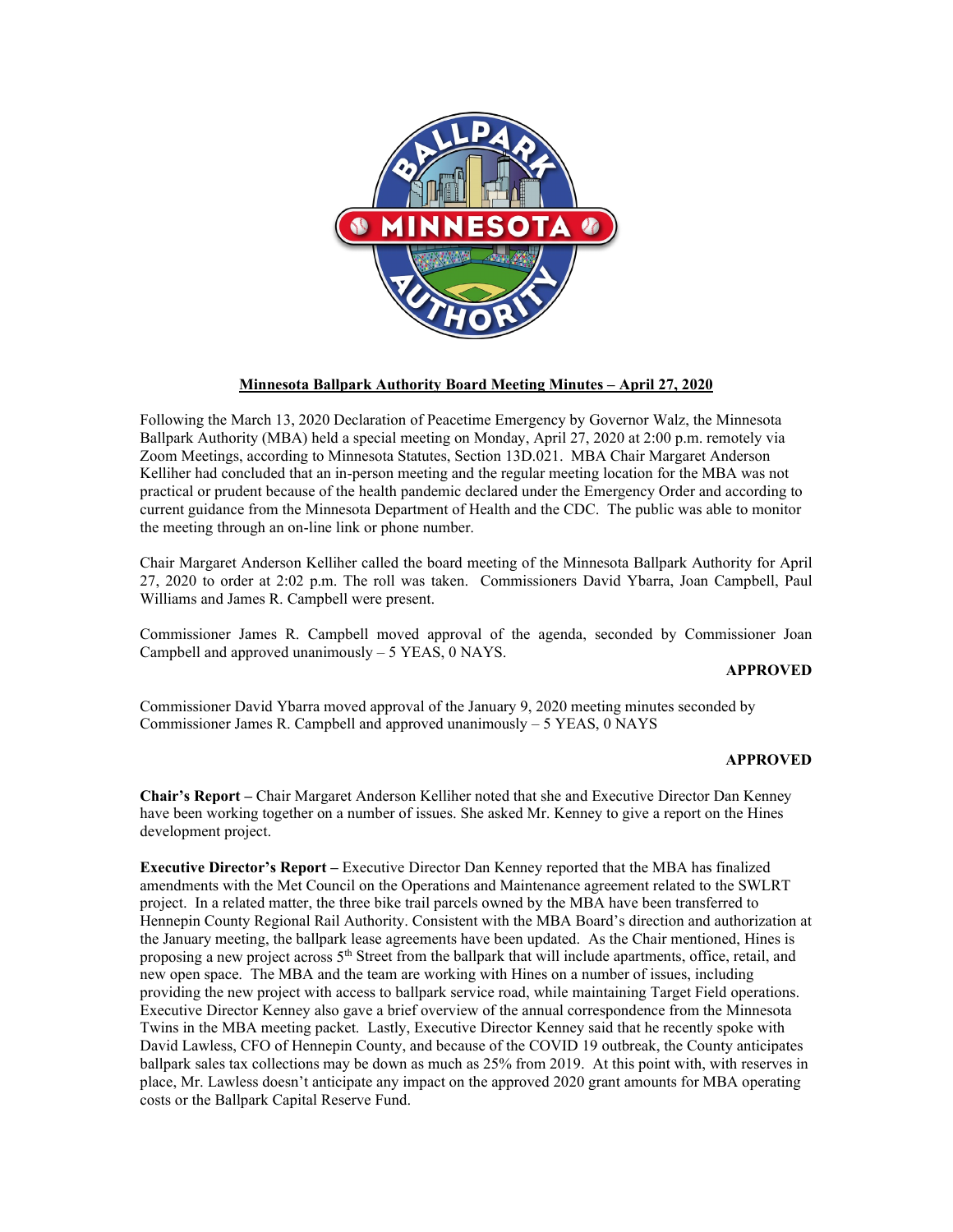**Minnesota Ballpark Authority Board Meeting Minutes – April 27, 2020**

Following the March 13, 2020 Declaration of Peacetime Emergency by Governor Walz, the Minnesota Ballpark Authority (MBA) held a special meeting on Monday, April 27, 2020 at 2:00 p.m. remotely via Zoom Meetings, according to Minnesota Statutes, Section 13D.021. MBA Chair Margaret Anderson Kelliher had concluded that an in-person meeting and the regular meeting location for the MBA was not practical or prudent because of the health pandemic declared under the Emergency Order and according to current guidance from the Minnesota Department of Health and the CDC. The public was able to monitor the meeting through an on-line link or phone number.

Chair Margaret Anderson Kelliher called the board meeting of the Minnesota Ballpark Authority for April 27, 2020 to order at 2:02 p.m. The roll was taken. Commissioners David Ybarra, Joan Campbell, Paul Williams and James R. Campbell were present.

Commissioner James R. Campbell moved approval of the agenda, seconded by Commissioner Joan Campbell and approved unanimously – 5 YEAS, 0 NAYS.

**APPROVED**

Commissioner David Ybarra moved approval of the January 9, 2020 meeting minutes seconded by Commissioner James R. Campbell and approved unanimously – 5 YEAS, 0 NAYS

**APPROVED**

**Chair's Report –** Chair Margaret Anderson Kelliher noted that she and Executive Director Dan Kenney have been working together on a number of issues. She asked Mr. Kenney to give a report on the Hines development project.

**Executive Director's Report –** Executive Director Dan Kenney reported that the MBA has finalized amendments with the Met Council on the Operations and Maintenance agreement related to the SWLRT project. In a related matter, the three bike trail parcels owned by the MBA have been transferred to Hennepin County Regional Rail Authority. Consistent with the MBA Board's direction and authorization at the January meeting, the ballpark lease agreements have been updated. As the Chair mentioned, Hines is proposing a new project across 5th Street from the ballpark that will include apartments, office, retail, and new open space. The MBA and the team are working with Hines on a number of issues, including providing the new project with access to ballpark service road, while maintaining Target Field operations. Executive Director Kenney also gave a brief overview of the annual correspondence from the Minnesota Twins in the MBA meeting packet. Lastly, Executive Director Kenney said that he recently spoke with David Lawless, CFO of Hennepin County, and because of the COVID 19 outbreak, the County anticipates ballpark sales tax collections may be down as much as 25% from 2019. At this point with, with reserves in place, Mr. Lawless doesn't anticipate any impact on the approved 2020 grant amounts for MBA operating costs or the Ballpark Capital Reserve Fund.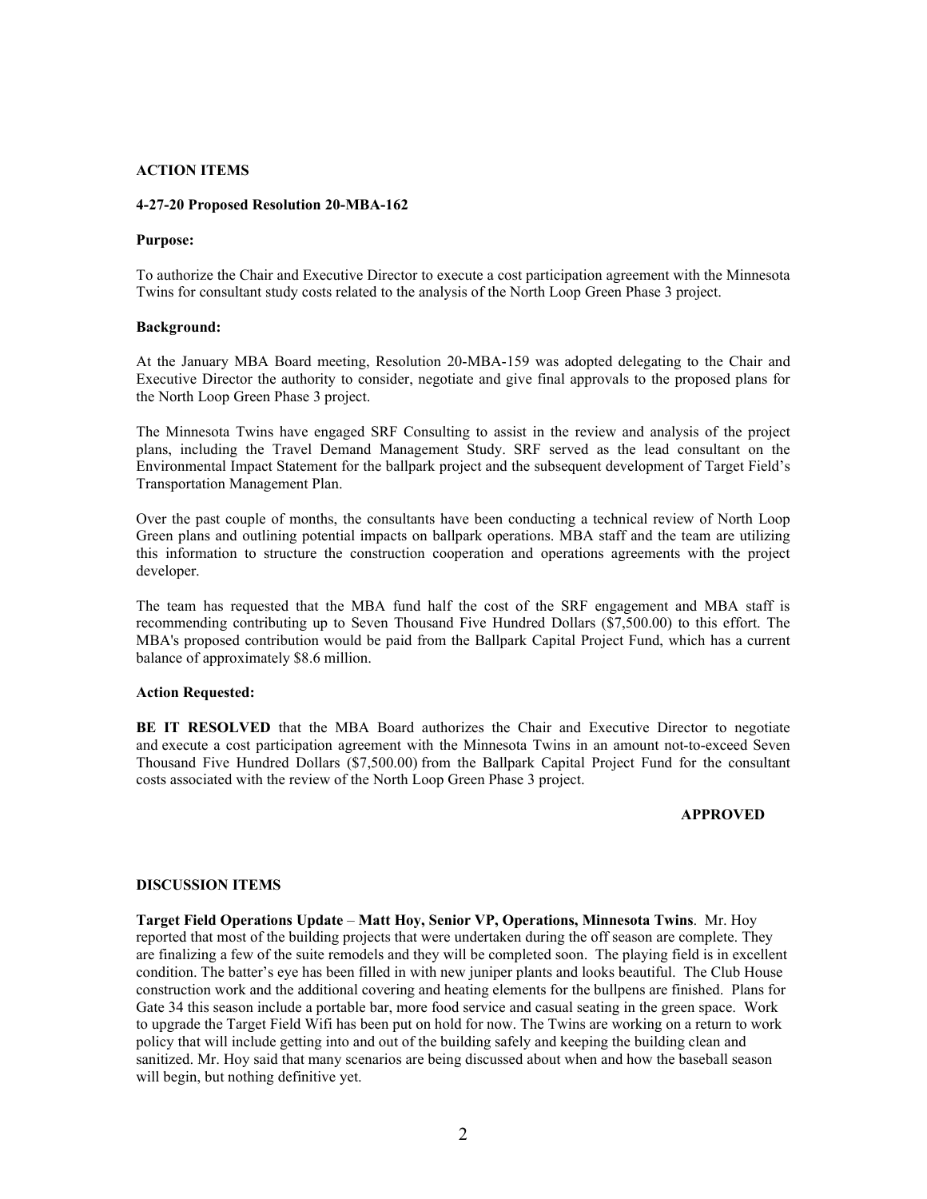**ACTION ITEMS**

**4-27-20 Proposed Resolution 20-MBA-162**

**Purpose:**

To authorize the Chair and Executive Director to execute a cost participation agreement with the Minnesota Twins for consultant study costs related to the analysis of the North Loop Green Phase 3 project.

**Background:**

At the January MBA Board meeting, Resolution 20-MBA-159 was adopted delegating to the Chair and Executive Director the authority to consider, negotiate and give final approvals to the proposed plans for the North Loop Green Phase 3 project.

The Minnesota Twins have engaged SRF Consulting to assist in the review and analysis of the project plans, including the Travel Demand Management Study. SRF served as the lead consultant on the Environmental Impact Statement for the ballpark project and the subsequent development of Target Field's Transportation Management Plan.

Over the past couple of months, the consultants have been conducting a technical review of North Loop Green plans and outlining potential impacts on ballpark operations. MBA staff and the team are utilizing this information to structure the construction cooperation and operations agreements with the project developer.

The team has requested that the MBA fund half the cost of the SRF engagement and MBA staff is recommending contributing up to Seven Thousand Five Hundred Dollars ($7,500.00) to this effort. The MBA's proposed contribution would be paid from the Ballpark Capital Project Fund, which has a current balance of approximately $8.6 million.

**Action Requested:**

**BE IT RESOLVED** that the MBA Board authorizes the Chair and Executive Director to negotiate and execute a cost participation agreement with the Minnesota Twins in an amount not-to-exceed Seven Thousand Five Hundred Dollars ($7,500.00) from the Ballpark Capital Project Fund for the consultant costs associated with the review of the North Loop Green Phase 3 project.

**APPROVED**

**DISCUSSION ITEMS**

**Target Field Operations Update** – **Matt Hoy, Senior VP, Operations, Minnesota Twins**. Mr. Hoy reported that most of the building projects that were undertaken during the off season are complete. They are finalizing a few of the suite remodels and they will be completed soon. The playing field is in excellent condition. The batter's eye has been filled in with new juniper plants and looks beautiful. The Club House construction work and the additional covering and heating elements for the bullpens are finished. Plans for Gate 34 this season include a portable bar, more food service and casual seating in the green space. Work to upgrade the Target Field Wifi has been put on hold for now. The Twins are working on a return to work policy that will include getting into and out of the building safely and keeping the building clean and sanitized. Mr. Hoy said that many scenarios are being discussed about when and how the baseball season will begin, but nothing definitive yet.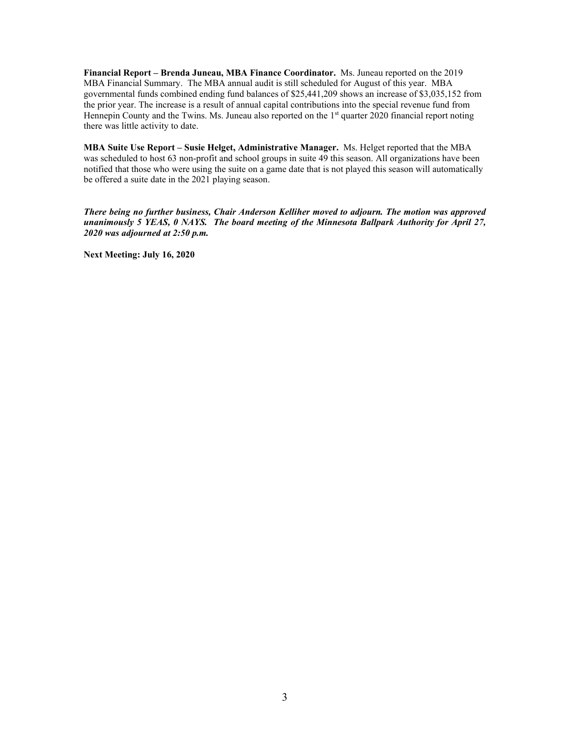**Financial Report – Brenda Juneau, MBA Finance Coordinator.** Ms. Juneau reported on the 2019 MBA Financial Summary. The MBA annual audit is still scheduled for August of this year. MBA governmental funds combined ending fund balances of $25,441,209 shows an increase of $3,035,152 from the prior year. The increase is a result of annual capital contributions into the special revenue fund from Hennepin County and the Twins. Ms. Juneau also reported on the 1st quarter 2020 financial report noting there was little activity to date.

**MBA Suite Use Report – Susie Helget, Administrative Manager.** Ms. Helget reported that the MBA was scheduled to host 63 non-profit and school groups in suite 49 this season. All organizations have been notified that those who were using the suite on a game date that is not played this season will automatically be offered a suite date in the 2021 playing season.

***There being no further business, Chair Anderson Kelliher moved to adjourn. The motion was approved unanimously 5 YEAS, 0 NAYS. The board meeting of the Minnesota Ballpark Authority for April 27, 2020 was adjourned at 2:50 p.m.***

**Next Meeting: July 16, 2020**